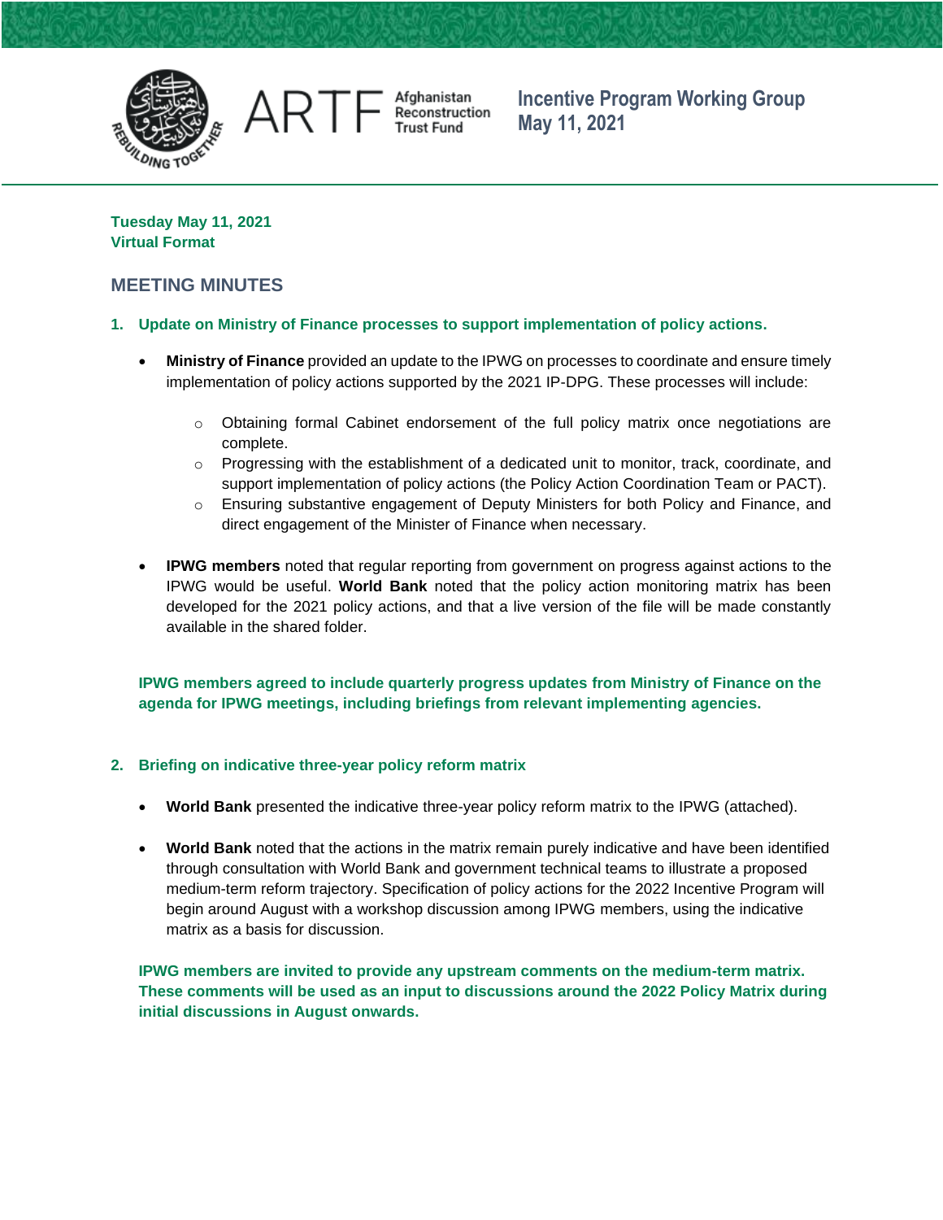ARTF Afghanistan Reconstruction Trust Fund

# Incentive Program Working Group May 11, 2021

**Tuesday May 11, 2021**
**Virtual Format**

## MEETING MINUTES

### 1. Update on Ministry of Finance processes to support implementation of policy actions.

- **Ministry of Finance** provided an update to the IPWG on processes to coordinate and ensure timely implementation of policy actions supported by the 2021 IP-DPG. These processes will include:
  - Obtaining formal Cabinet endorsement of the full policy matrix once negotiations are complete.
  - Progressing with the establishment of a dedicated unit to monitor, track, coordinate, and support implementation of policy actions (the Policy Action Coordination Team or PACT).
  - Ensuring substantive engagement of Deputy Ministers for both Policy and Finance, and direct engagement of the Minister of Finance when necessary.
- **IPWG members** noted that regular reporting from government on progress against actions to the IPWG would be useful. **World Bank** noted that the policy action monitoring matrix has been developed for the 2021 policy actions, and that a live version of the file will be made constantly available in the shared folder.

**IPWG members agreed to include quarterly progress updates from Ministry of Finance on the agenda for IPWG meetings, including briefings from relevant implementing agencies.**

### 2. Briefing on indicative three-year policy reform matrix

- **World Bank** presented the indicative three-year policy reform matrix to the IPWG (attached).
- **World Bank** noted that the actions in the matrix remain purely indicative and have been identified through consultation with World Bank and government technical teams to illustrate a proposed medium-term reform trajectory. Specification of policy actions for the 2022 Incentive Program will begin around August with a workshop discussion among IPWG members, using the indicative matrix as a basis for discussion.

**IPWG members are invited to provide any upstream comments on the medium-term matrix. These comments will be used as an input to discussions around the 2022 Policy Matrix during initial discussions in August onwards.**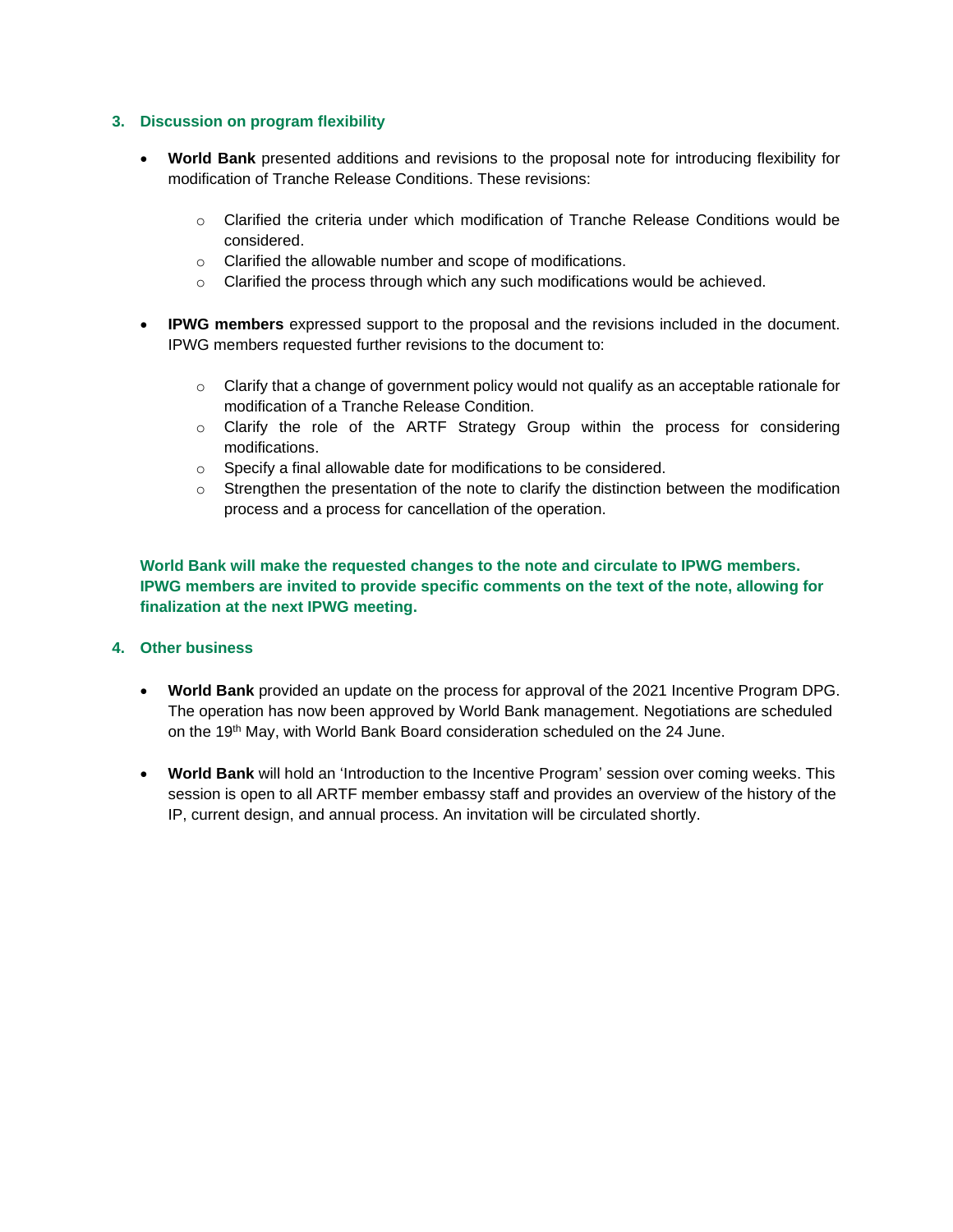## 3. Discussion on program flexibility

- **World Bank** presented additions and revisions to the proposal note for introducing flexibility for modification of Tranche Release Conditions. These revisions:
    - Clarified the criteria under which modification of Tranche Release Conditions would be considered.
    - Clarified the allowable number and scope of modifications.
    - Clarified the process through which any such modifications would be achieved.

- **IPWG members** expressed support to the proposal and the revisions included in the document. IPWG members requested further revisions to the document to:
    - Clarify that a change of government policy would not qualify as an acceptable rationale for modification of a Tranche Release Condition.
    - Clarify the role of the ARTF Strategy Group within the process for considering modifications.
    - Specify a final allowable date for modifications to be considered.
    - Strengthen the presentation of the note to clarify the distinction between the modification process and a process for cancellation of the operation.

**World Bank will make the requested changes to the note and circulate to IPWG members. IPWG members are invited to provide specific comments on the text of the note, allowing for finalization at the next IPWG meeting.**

## 4. Other business

- **World Bank** provided an update on the process for approval of the 2021 Incentive Program DPG. The operation has now been approved by World Bank management. Negotiations are scheduled on the 19th May, with World Bank Board consideration scheduled on the 24 June.

- **World Bank** will hold an 'Introduction to the Incentive Program' session over coming weeks. This session is open to all ARTF member embassy staff and provides an overview of the history of the IP, current design, and annual process. An invitation will be circulated shortly.